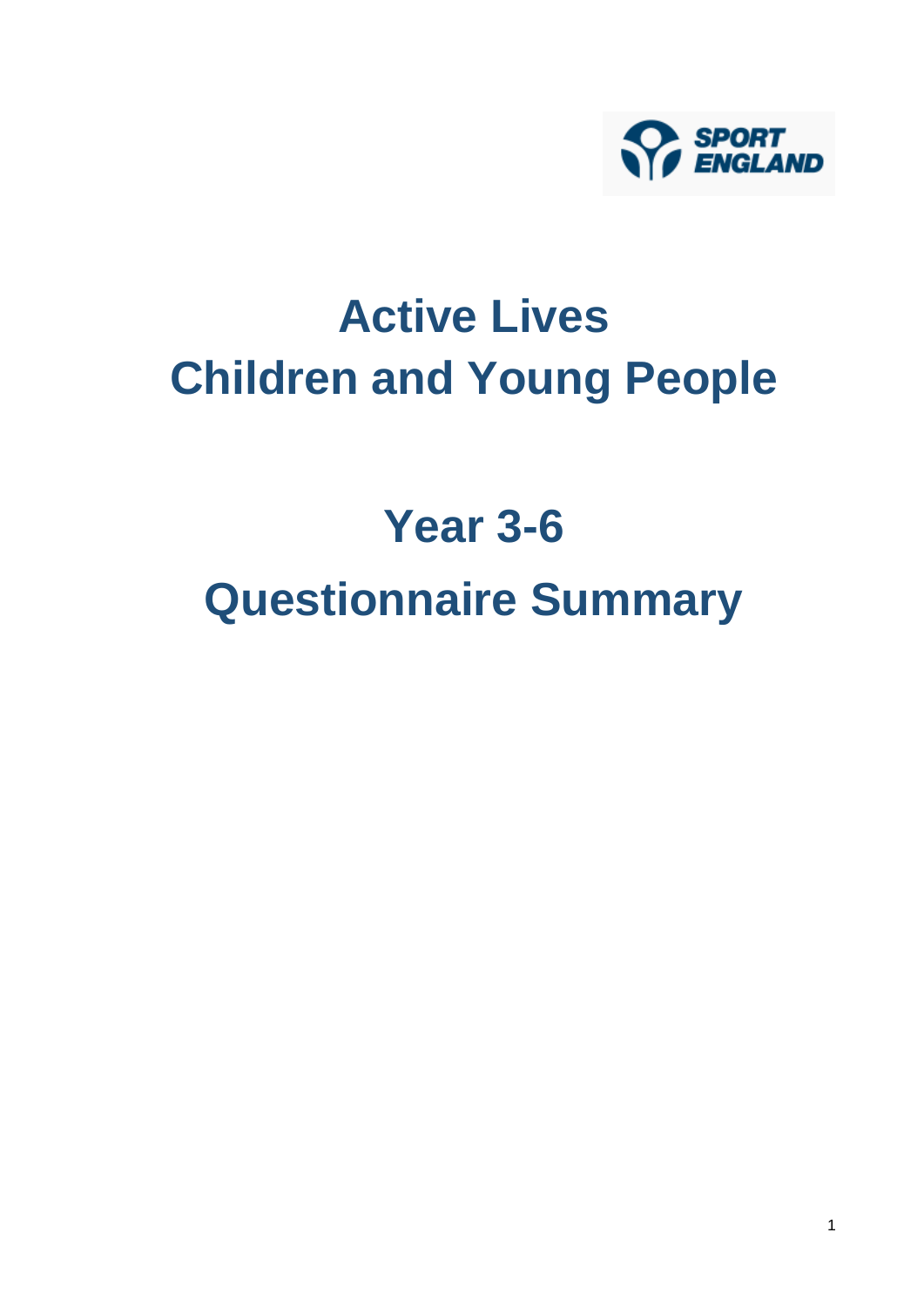SPORT ENGLAND

# Active Lives
# Children and Young People

# Year 3-6
# Questionnaire Summary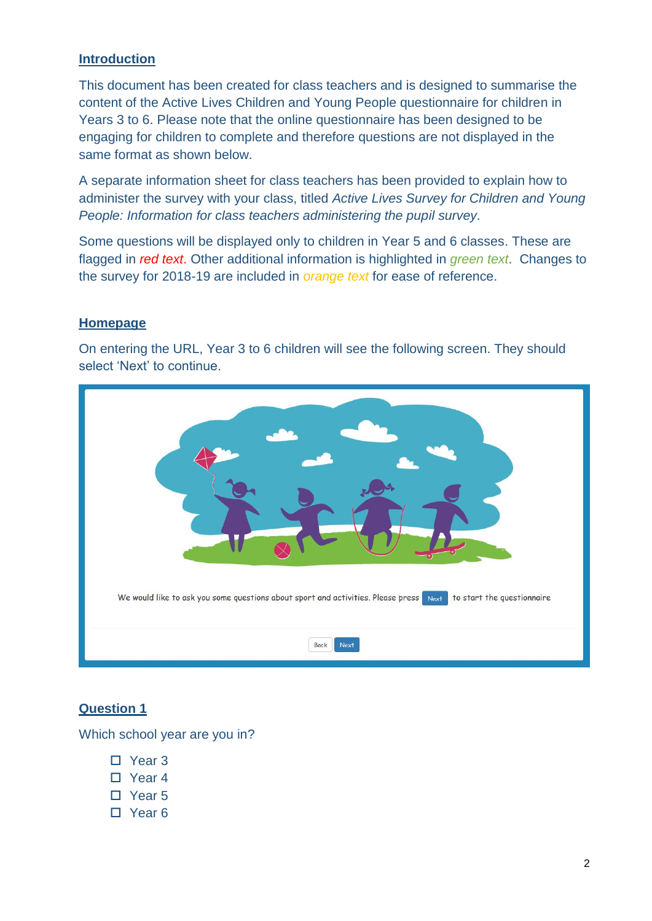## Introduction

This document has been created for class teachers and is designed to summarise the content of the Active Lives Children and Young People questionnaire for children in Years 3 to 6. Please note that the online questionnaire has been designed to be engaging for children to complete and therefore questions are not displayed in the same format as shown below.

A separate information sheet for class teachers has been provided to explain how to administer the survey with your class, titled *Active Lives Survey for Children and Young People: Information for class teachers administering the pupil survey*.

Some questions will be displayed only to children in Year 5 and 6 classes. These are flagged in *red text*. Other additional information is highlighted in *green text*. Changes to the survey for 2018-19 are included in *orange text* for ease of reference.

## Homepage

On entering the URL, Year 3 to 6 children will see the following screen. They should select 'Next' to continue.

We would like to ask you some questions about sport and activities. Please press Next to start the questionnaire

Back Next

## Question 1

Which school year are you in?

- ☐ Year 3
- ☐ Year 4
- ☐ Year 5
- ☐ Year 6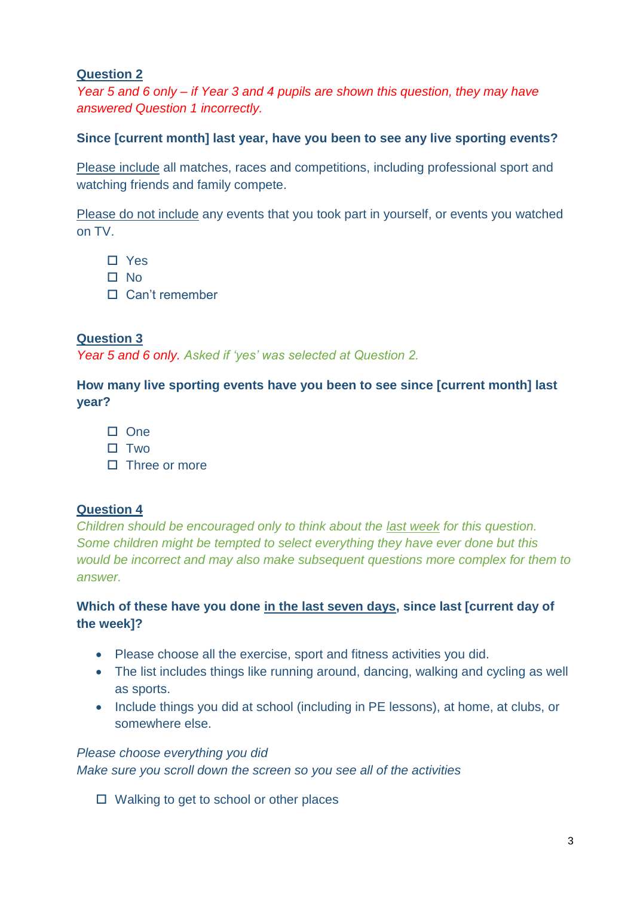**Question 2**

*Year 5 and 6 only – if Year 3 and 4 pupils are shown this question, they may have answered Question 1 incorrectly.*

**Since [current month] last year, have you been to see any live sporting events?**

Please include all matches, races and competitions, including professional sport and watching friends and family compete.

Please do not include any events that you took part in yourself, or events you watched on TV.

- ☐ Yes
- ☐ No
- ☐ Can't remember

**Question 3**

*Year 5 and 6 only. Asked if 'yes' was selected at Question 2.*

**How many live sporting events have you been to see since [current month] last year?**

- ☐ One
- ☐ Two
- ☐ Three or more

**Question 4**

*Children should be encouraged only to think about the last week for this question. Some children might be tempted to select everything they have ever done but this would be incorrect and may also make subsequent questions more complex for them to answer.*

**Which of these have you done in the last seven days, since last [current day of the week]?**

- Please choose all the exercise, sport and fitness activities you did.
- The list includes things like running around, dancing, walking and cycling as well as sports.
- Include things you did at school (including in PE lessons), at home, at clubs, or somewhere else.

*Please choose everything you did*
*Make sure you scroll down the screen so you see all of the activities*

- ☐ Walking to get to school or other places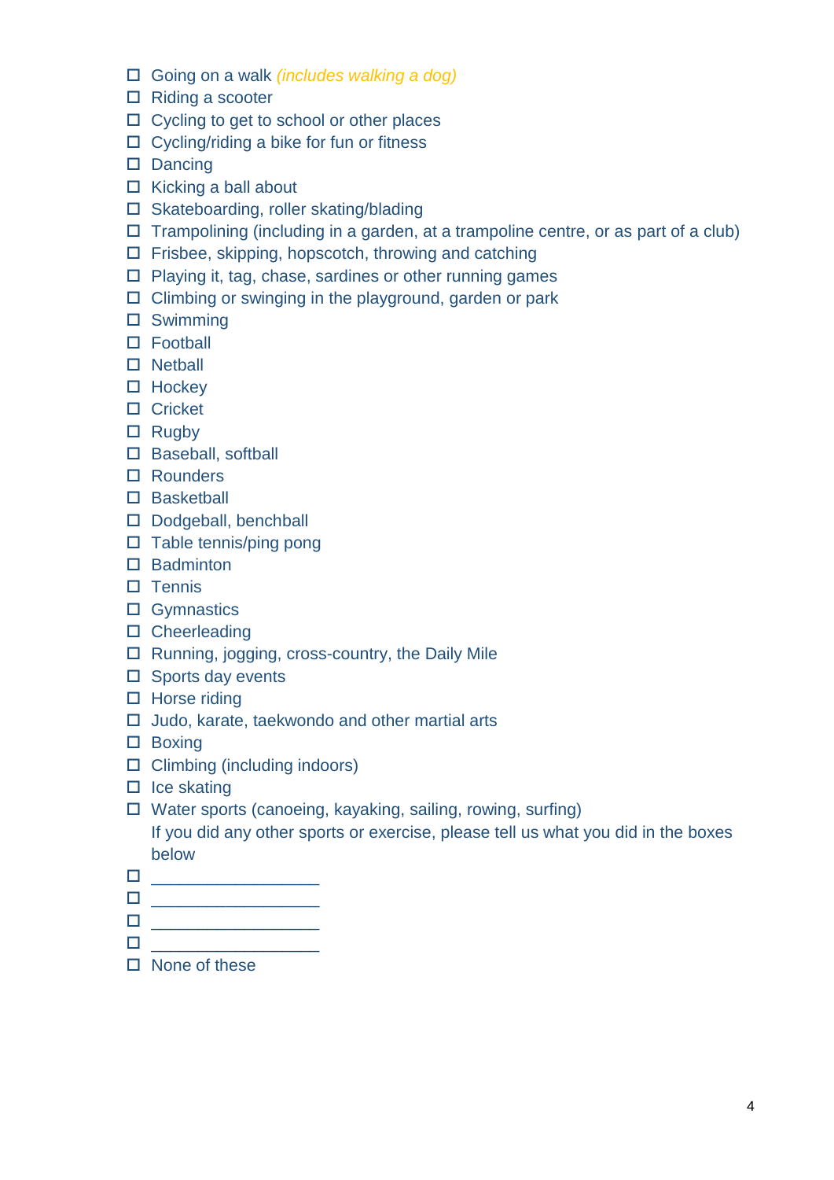- ☐ Going on a walk *(includes walking a dog)*
- ☐ Riding a scooter
- ☐ Cycling to get to school or other places
- ☐ Cycling/riding a bike for fun or fitness
- ☐ Dancing
- ☐ Kicking a ball about
- ☐ Skateboarding, roller skating/blading
- ☐ Trampolining (including in a garden, at a trampoline centre, or as part of a club)
- ☐ Frisbee, skipping, hopscotch, throwing and catching
- ☐ Playing it, tag, chase, sardines or other running games
- ☐ Climbing or swinging in the playground, garden or park
- ☐ Swimming
- ☐ Football
- ☐ Netball
- ☐ Hockey
- ☐ Cricket
- ☐ Rugby
- ☐ Baseball, softball
- ☐ Rounders
- ☐ Basketball
- ☐ Dodgeball, benchball
- ☐ Table tennis/ping pong
- ☐ Badminton
- ☐ Tennis
- ☐ Gymnastics
- ☐ Cheerleading
- ☐ Running, jogging, cross-country, the Daily Mile
- ☐ Sports day events
- ☐ Horse riding
- ☐ Judo, karate, taekwondo and other martial arts
- ☐ Boxing
- ☐ Climbing (including indoors)
- ☐ Ice skating
- ☐ Water sports (canoeing, kayaking, sailing, rowing, surfing)

  If you did any other sports or exercise, please tell us what you did in the boxes below
- ☐ ___________________
- ☐ ___________________
- ☐ ___________________
- ☐ ___________________
- ☐ None of these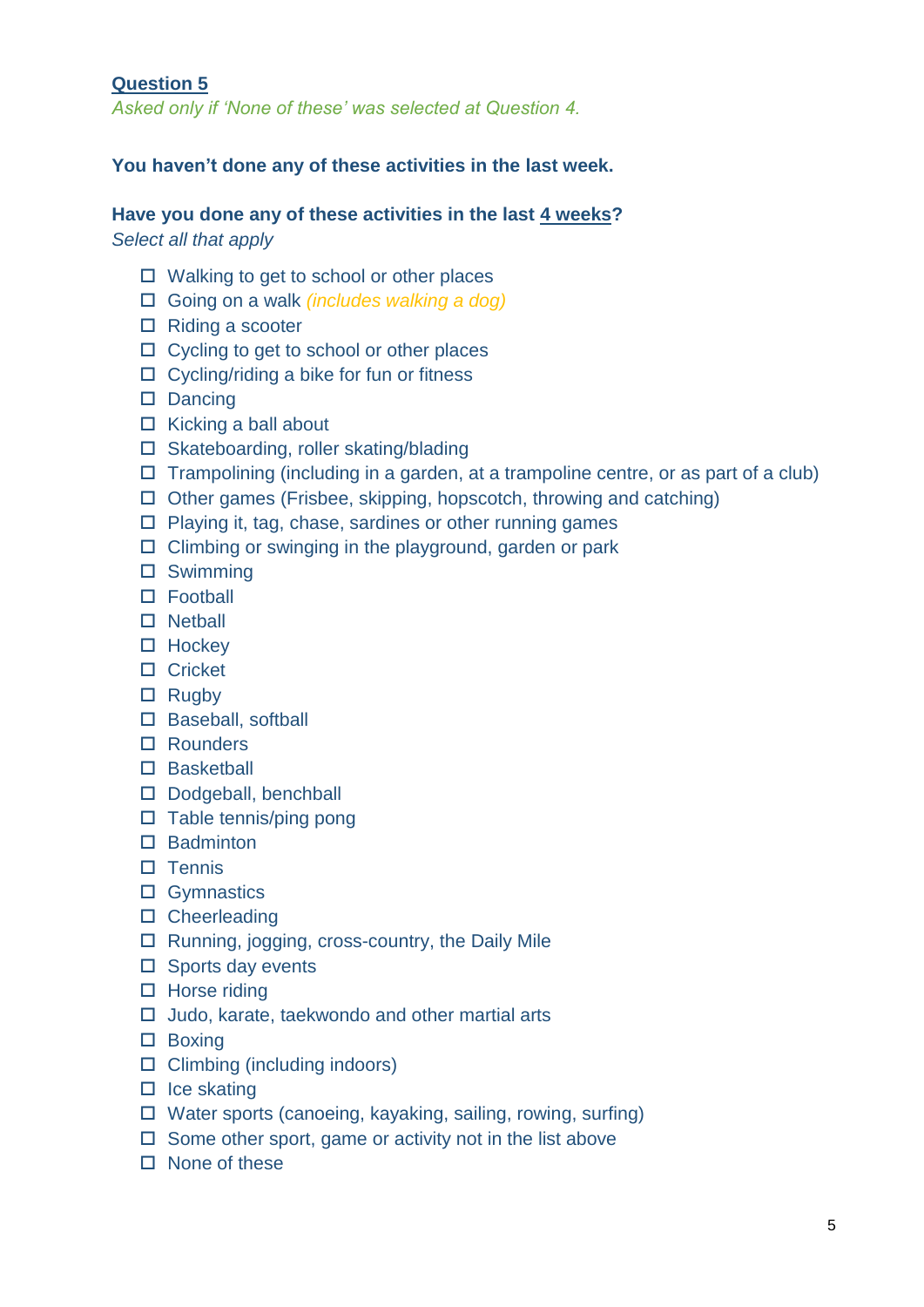## <u>Question 5</u>

*Asked only if 'None of these' was selected at Question 4.*

**You haven't done any of these activities in the last week.**

**Have you done any of these activities in the last <u>4 weeks</u>?**

*Select all that apply*

- ☐ Walking to get to school or other places
- ☐ Going on a walk *(includes walking a dog)*
- ☐ Riding a scooter
- ☐ Cycling to get to school or other places
- ☐ Cycling/riding a bike for fun or fitness
- ☐ Dancing
- ☐ Kicking a ball about
- ☐ Skateboarding, roller skating/blading
- ☐ Trampolining (including in a garden, at a trampoline centre, or as part of a club)
- ☐ Other games (Frisbee, skipping, hopscotch, throwing and catching)
- ☐ Playing it, tag, chase, sardines or other running games
- ☐ Climbing or swinging in the playground, garden or park
- ☐ Swimming
- ☐ Football
- ☐ Netball
- ☐ Hockey
- ☐ Cricket
- ☐ Rugby
- ☐ Baseball, softball
- ☐ Rounders
- ☐ Basketball
- ☐ Dodgeball, benchball
- ☐ Table tennis/ping pong
- ☐ Badminton
- ☐ Tennis
- ☐ Gymnastics
- ☐ Cheerleading
- ☐ Running, jogging, cross-country, the Daily Mile
- ☐ Sports day events
- ☐ Horse riding
- ☐ Judo, karate, taekwondo and other martial arts
- ☐ Boxing
- ☐ Climbing (including indoors)
- ☐ Ice skating
- ☐ Water sports (canoeing, kayaking, sailing, rowing, surfing)
- ☐ Some other sport, game or activity not in the list above
- ☐ None of these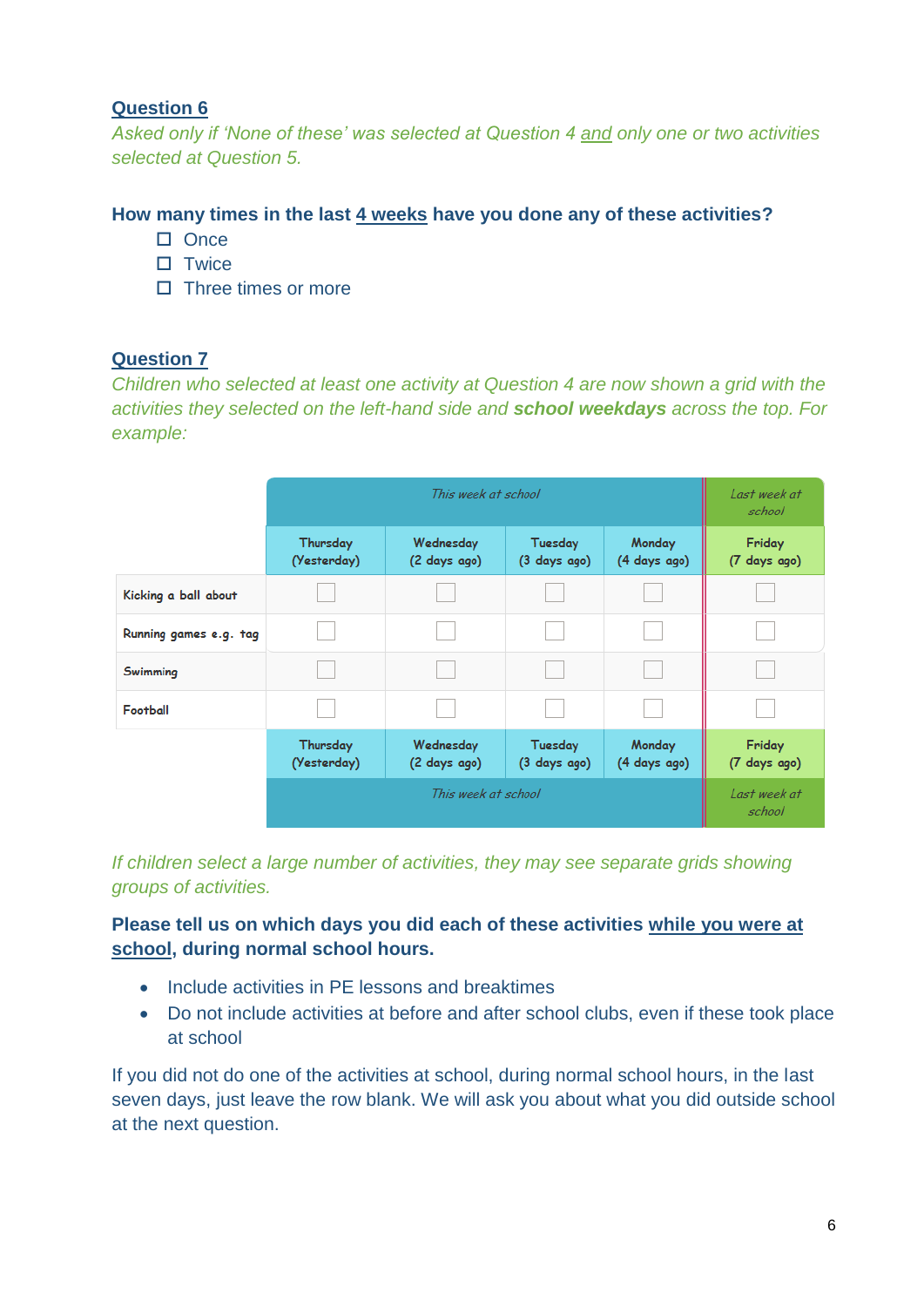## Question 6

*Asked only if 'None of these' was selected at Question 4 and only one or two activities selected at Question 5.*

**How many times in the last 4 weeks have you done any of these activities?**

- ☐ Once
- ☐ Twice
- ☐ Three times or more

## Question 7

*Children who selected at least one activity at Question 4 are now shown a grid with the activities they selected on the left-hand side and **school weekdays** across the top. For example:*

| | This week at school | | | | Last week at school |
|---|---|---|---|---|---|
| | Thursday (Yesterday) | Wednesday (2 days ago) | Tuesday (3 days ago) | Monday (4 days ago) | Friday (7 days ago) |
| Kicking a ball about | ☐ | ☐ | ☐ | ☐ | ☐ |
| Running games e.g. tag | ☐ | ☐ | ☐ | ☐ | ☐ |
| Swimming | ☐ | ☐ | ☐ | ☐ | ☐ |
| Football | ☐ | ☐ | ☐ | ☐ | ☐ |
| | Thursday (Yesterday) | Wednesday (2 days ago) | Tuesday (3 days ago) | Monday (4 days ago) | Friday (7 days ago) |
| | This week at school | | | | Last week at school |

*If children select a large number of activities, they may see separate grids showing groups of activities.*

**Please tell us on which days you did each of these activities while you were at school, during normal school hours.**

- Include activities in PE lessons and breaktimes
- Do not include activities at before and after school clubs, even if these took place at school

If you did not do one of the activities at school, during normal school hours, in the last seven days, just leave the row blank. We will ask you about what you did outside school at the next question.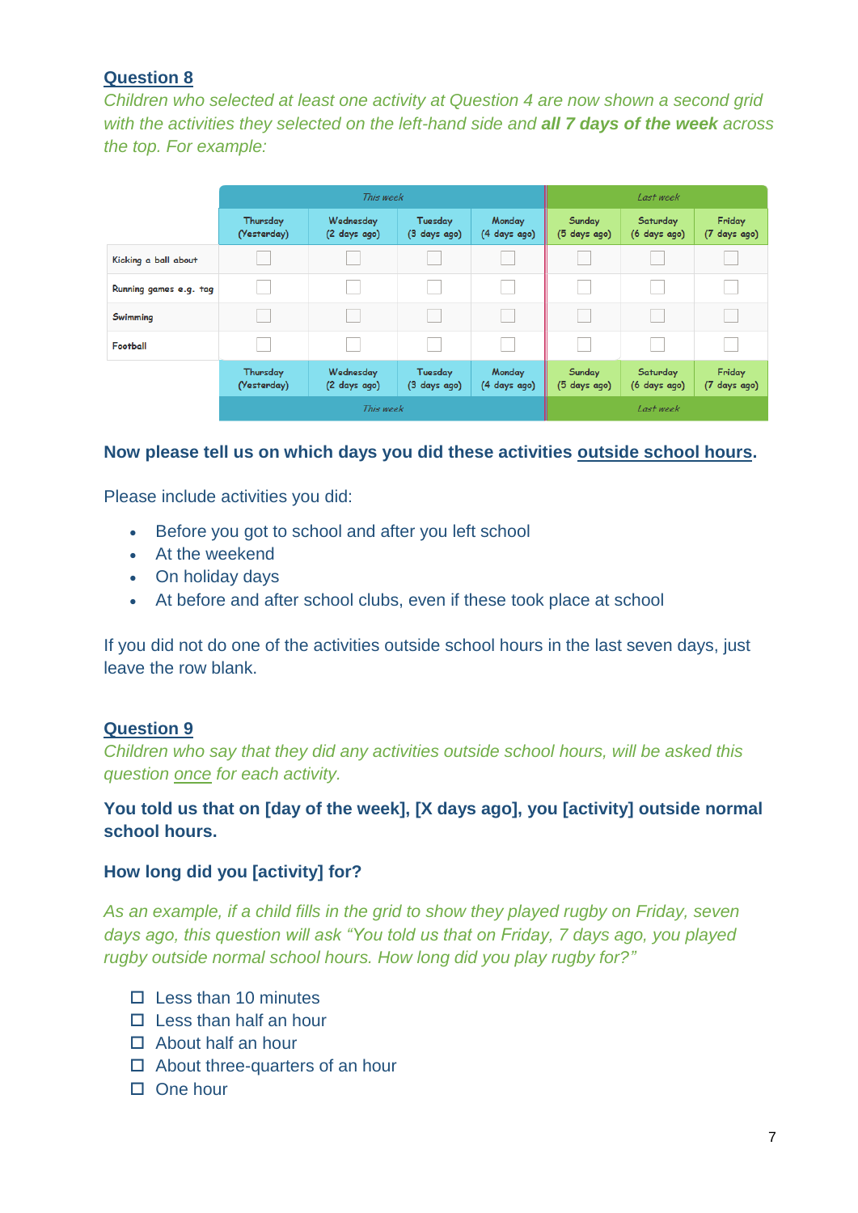## Question 8

*Children who selected at least one activity at Question 4 are now shown a second grid with the activities they selected on the left-hand side and **all 7 days of the week** across the top. For example:*

| | This week | | | | Last week | | |
|---|---|---|---|---|---|---|---|
| | Thursday (Yesterday) | Wednesday (2 days ago) | Tuesday (3 days ago) | Monday (4 days ago) | Sunday (5 days ago) | Saturday (6 days ago) | Friday (7 days ago) |
| Kicking a ball about | ☐ | ☐ | ☐ | ☐ | ☐ | ☐ | ☐ |
| Running games e.g. tag | ☐ | ☐ | ☐ | ☐ | ☐ | ☐ | ☐ |
| Swimming | ☐ | ☐ | ☐ | ☐ | ☐ | ☐ | ☐ |
| Football | ☐ | ☐ | ☐ | ☐ | ☐ | ☐ | ☐ |
| | Thursday (Yesterday) | Wednesday (2 days ago) | Tuesday (3 days ago) | Monday (4 days ago) | Sunday (5 days ago) | Saturday (6 days ago) | Friday (7 days ago) |
| | This week | | | | Last week | | |

**Now please tell us on which days you did these activities outside school hours.**

Please include activities you did:

- Before you got to school and after you left school
- At the weekend
- On holiday days
- At before and after school clubs, even if these took place at school

If you did not do one of the activities outside school hours in the last seven days, just leave the row blank.

## Question 9

*Children who say that they did any activities outside school hours, will be asked this question once for each activity.*

**You told us that on [day of the week], [X days ago], you [activity] outside normal school hours.**

**How long did you [activity] for?**

*As an example, if a child fills in the grid to show they played rugby on Friday, seven days ago, this question will ask "You told us that on Friday, 7 days ago, you played rugby outside normal school hours. How long did you play rugby for?"*

- ☐ Less than 10 minutes
- ☐ Less than half an hour
- ☐ About half an hour
- ☐ About three-quarters of an hour
- ☐ One hour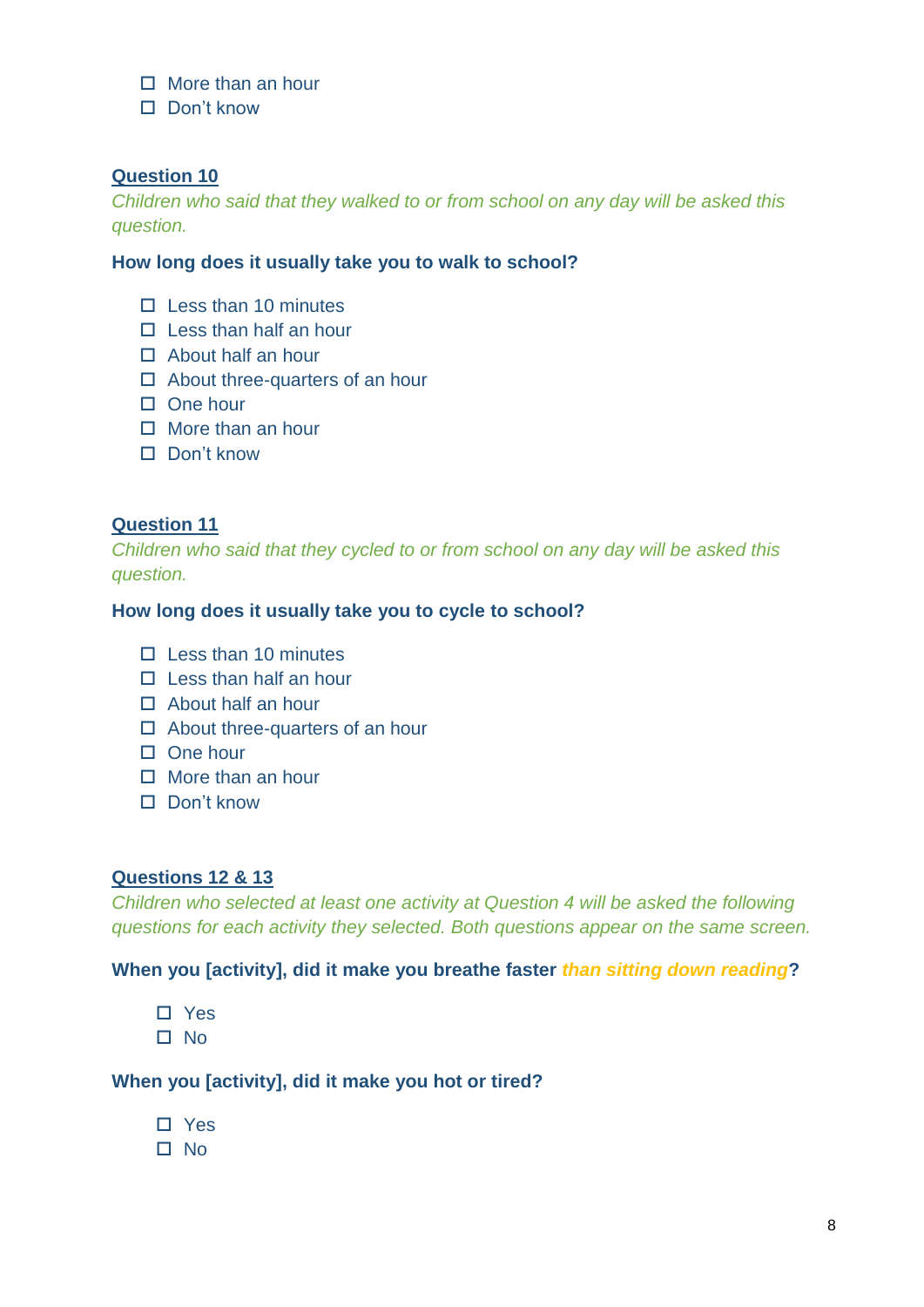- ☐ More than an hour
- ☐ Don't know

**Question 10**

*Children who said that they walked to or from school on any day will be asked this question.*

**How long does it usually take you to walk to school?**

- ☐ Less than 10 minutes
- ☐ Less than half an hour
- ☐ About half an hour
- ☐ About three-quarters of an hour
- ☐ One hour
- ☐ More than an hour
- ☐ Don't know

**Question 11**

*Children who said that they cycled to or from school on any day will be asked this question.*

**How long does it usually take you to cycle to school?**

- ☐ Less than 10 minutes
- ☐ Less than half an hour
- ☐ About half an hour
- ☐ About three-quarters of an hour
- ☐ One hour
- ☐ More than an hour
- ☐ Don't know

**Questions 12 & 13**

*Children who selected at least one activity at Question 4 will be asked the following questions for each activity they selected. Both questions appear on the same screen.*

**When you [activity], did it make you breathe faster *than sitting down reading*?**

- ☐ Yes
- ☐ No

**When you [activity], did it make you hot or tired?**

- ☐ Yes
- ☐ No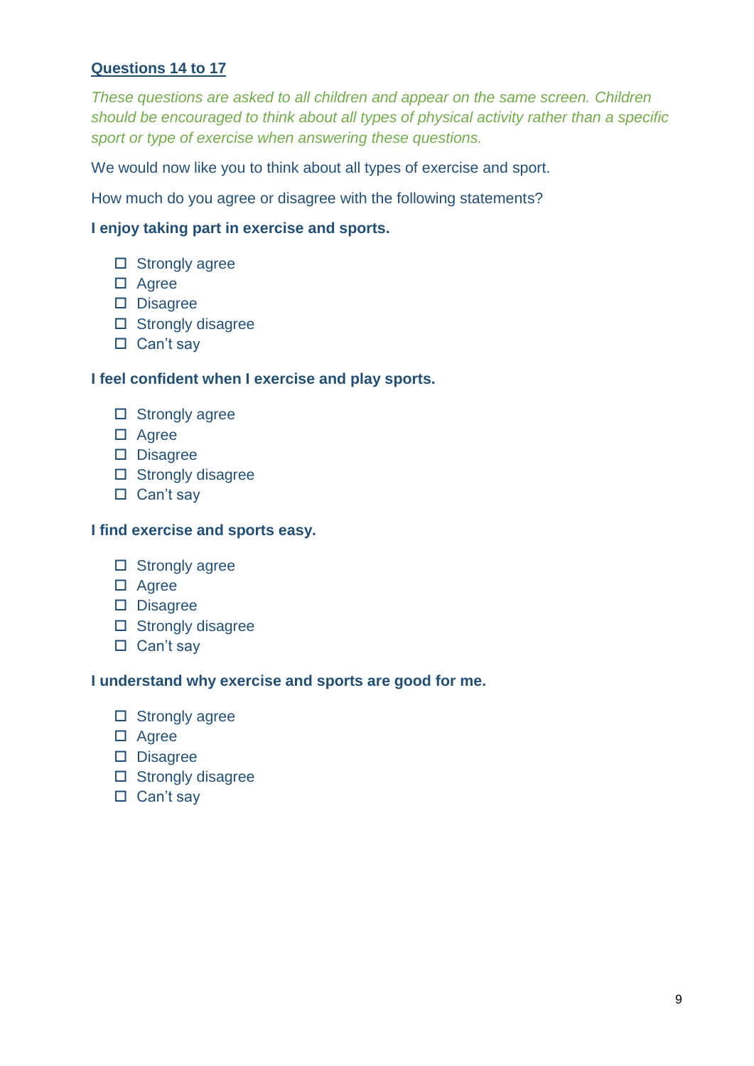## Questions 14 to 17

*These questions are asked to all children and appear on the same screen. Children should be encouraged to think about all types of physical activity rather than a specific sport or type of exercise when answering these questions.*

We would now like you to think about all types of exercise and sport.

How much do you agree or disagree with the following statements?

**I enjoy taking part in exercise and sports.**

- ☐ Strongly agree
- ☐ Agree
- ☐ Disagree
- ☐ Strongly disagree
- ☐ Can't say

**I feel confident when I exercise and play sports.**

- ☐ Strongly agree
- ☐ Agree
- ☐ Disagree
- ☐ Strongly disagree
- ☐ Can't say

**I find exercise and sports easy.**

- ☐ Strongly agree
- ☐ Agree
- ☐ Disagree
- ☐ Strongly disagree
- ☐ Can't say

**I understand why exercise and sports are good for me.**

- ☐ Strongly agree
- ☐ Agree
- ☐ Disagree
- ☐ Strongly disagree
- ☐ Can't say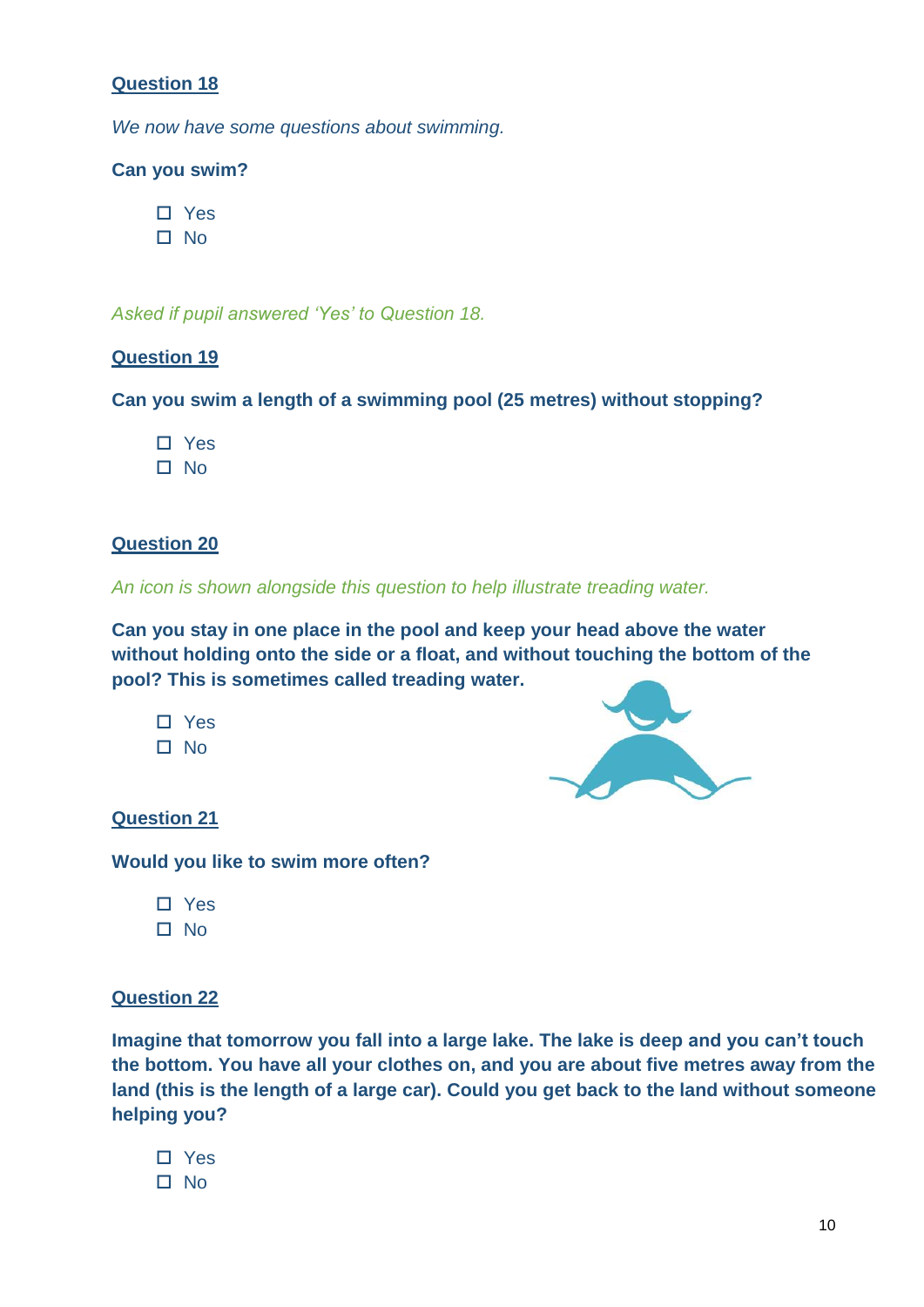## Question 18

*We now have some questions about swimming.*

**Can you swim?**

- ☐ Yes
- ☐ No

*Asked if pupil answered 'Yes' to Question 18.*

## Question 19

**Can you swim a length of a swimming pool (25 metres) without stopping?**

- ☐ Yes
- ☐ No

## Question 20

*An icon is shown alongside this question to help illustrate treading water.*

**Can you stay in one place in the pool and keep your head above the water without holding onto the side or a float, and without touching the bottom of the pool? This is sometimes called treading water.**

- ☐ Yes
- ☐ No

## Question 21

**Would you like to swim more often?**

- ☐ Yes
- ☐ No

## Question 22

**Imagine that tomorrow you fall into a large lake. The lake is deep and you can't touch the bottom. You have all your clothes on, and you are about five metres away from the land (this is the length of a large car). Could you get back to the land without someone helping you?**

- ☐ Yes
- ☐ No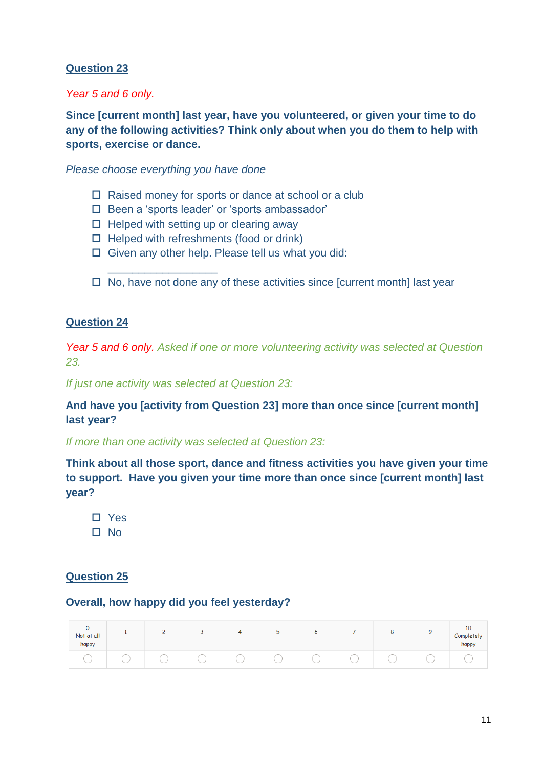## Question 23

*Year 5 and 6 only.*

**Since [current month] last year, have you volunteered, or given your time to do any of the following activities? Think only about when you do them to help with sports, exercise or dance.**

*Please choose everything you have done*

- ☐ Raised money for sports or dance at school or a club
- ☐ Been a 'sports leader' or 'sports ambassador'
- ☐ Helped with setting up or clearing away
- ☐ Helped with refreshments (food or drink)
- ☐ Given any other help. Please tell us what you did:

  ___________________
- ☐ No, have not done any of these activities since [current month] last year

## Question 24

*Year 5 and 6 only. Asked if one or more volunteering activity was selected at Question 23.*

*If just one activity was selected at Question 23:*

**And have you [activity from Question 23] more than once since [current month] last year?**

*If more than one activity was selected at Question 23:*

**Think about all those sport, dance and fitness activities you have given your time to support. Have you given your time more than once since [current month] last year?**

- ☐ Yes
- ☐ No

## Question 25

**Overall, how happy did you feel yesterday?**

| 0 Not at all happy | 1 | 2 | 3 | 4 | 5 | 6 | 7 | 8 | 9 | 10 Completely happy |
|---|---|---|---|---|---|---|---|---|---|---|
| ◯ | ◯ | ◯ | ◯ | ◯ | ◯ | ◯ | ◯ | ◯ | ◯ | ◯ |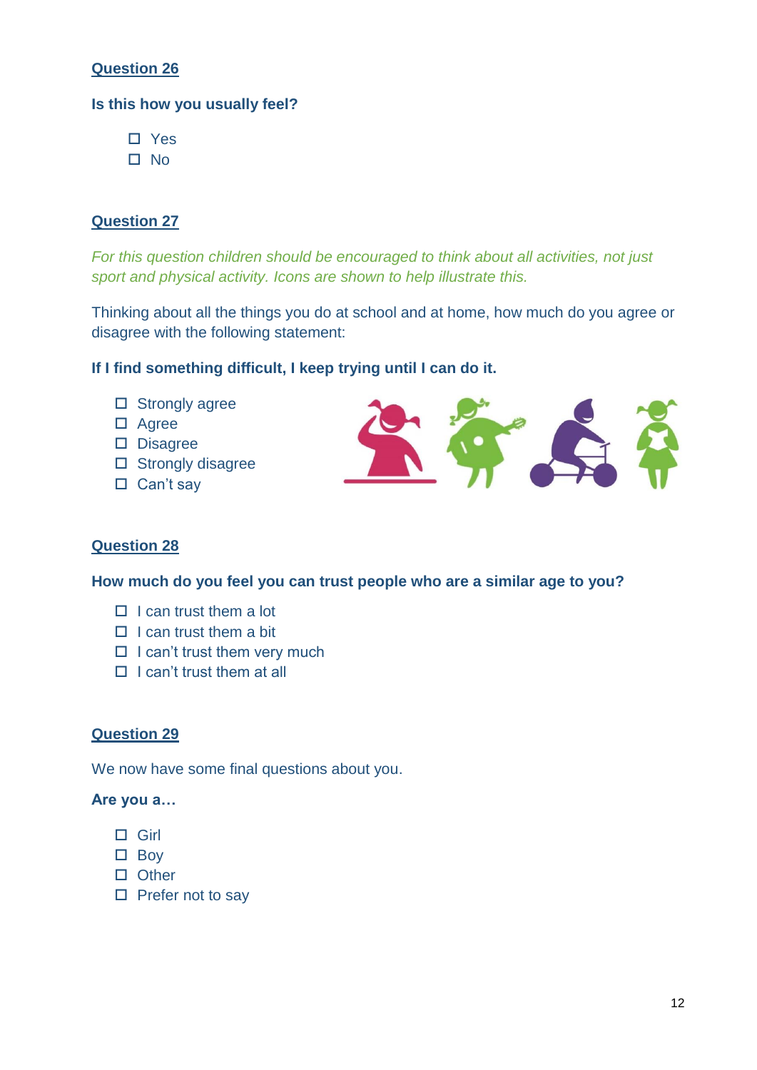## Question 26

**Is this how you usually feel?**

- ☐ Yes
- ☐ No

## Question 27

*For this question children should be encouraged to think about all activities, not just sport and physical activity. Icons are shown to help illustrate this.*

Thinking about all the things you do at school and at home, how much do you agree or disagree with the following statement:

**If I find something difficult, I keep trying until I can do it.**

- ☐ Strongly agree
- ☐ Agree
- ☐ Disagree
- ☐ Strongly disagree
- ☐ Can't say

## Question 28

**How much do you feel you can trust people who are a similar age to you?**

- ☐ I can trust them a lot
- ☐ I can trust them a bit
- ☐ I can't trust them very much
- ☐ I can't trust them at all

## Question 29

We now have some final questions about you.

**Are you a…**

- ☐ Girl
- ☐ Boy
- ☐ Other
- ☐ Prefer not to say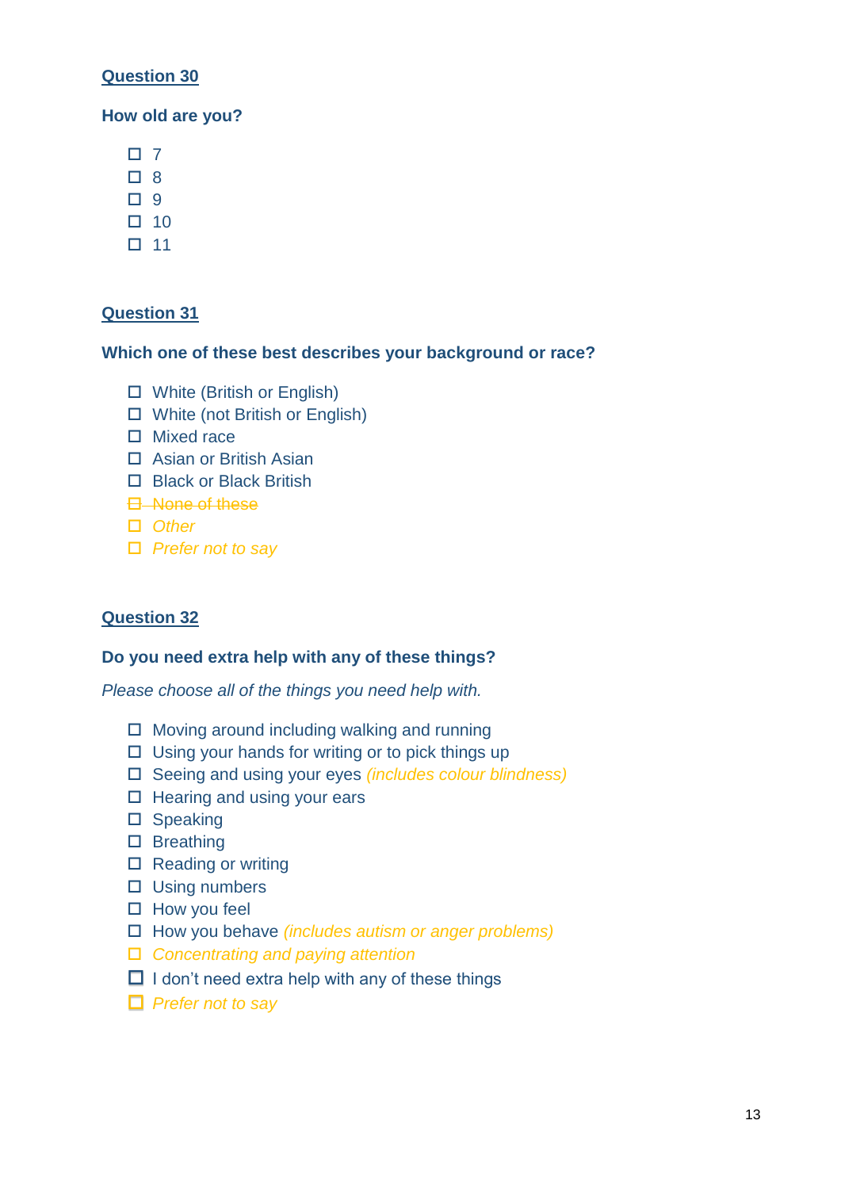**Question 30**

**How old are you?**

- ☐ 7
- ☐ 8
- ☐ 9
- ☐ 10
- ☐ 11

**Question 31**

**Which one of these best describes your background or race?**

- ☐ White (British or English)
- ☐ White (not British or English)
- ☐ Mixed race
- ☐ Asian or British Asian
- ☐ Black or Black British
- ~~☐ None of these~~
- ☐ *Other*
- ☐ *Prefer not to say*

**Question 32**

**Do you need extra help with any of these things?**

*Please choose all of the things you need help with.*

- ☐ Moving around including walking and running
- ☐ Using your hands for writing or to pick things up
- ☐ Seeing and using your eyes *(includes colour blindness)*
- ☐ Hearing and using your ears
- ☐ Speaking
- ☐ Breathing
- ☐ Reading or writing
- ☐ Using numbers
- ☐ How you feel
- ☐ How you behave *(includes autism or anger problems)*
- ☐ *Concentrating and paying attention*
- ☐ I don't need extra help with any of these things
- ☐ *Prefer not to say*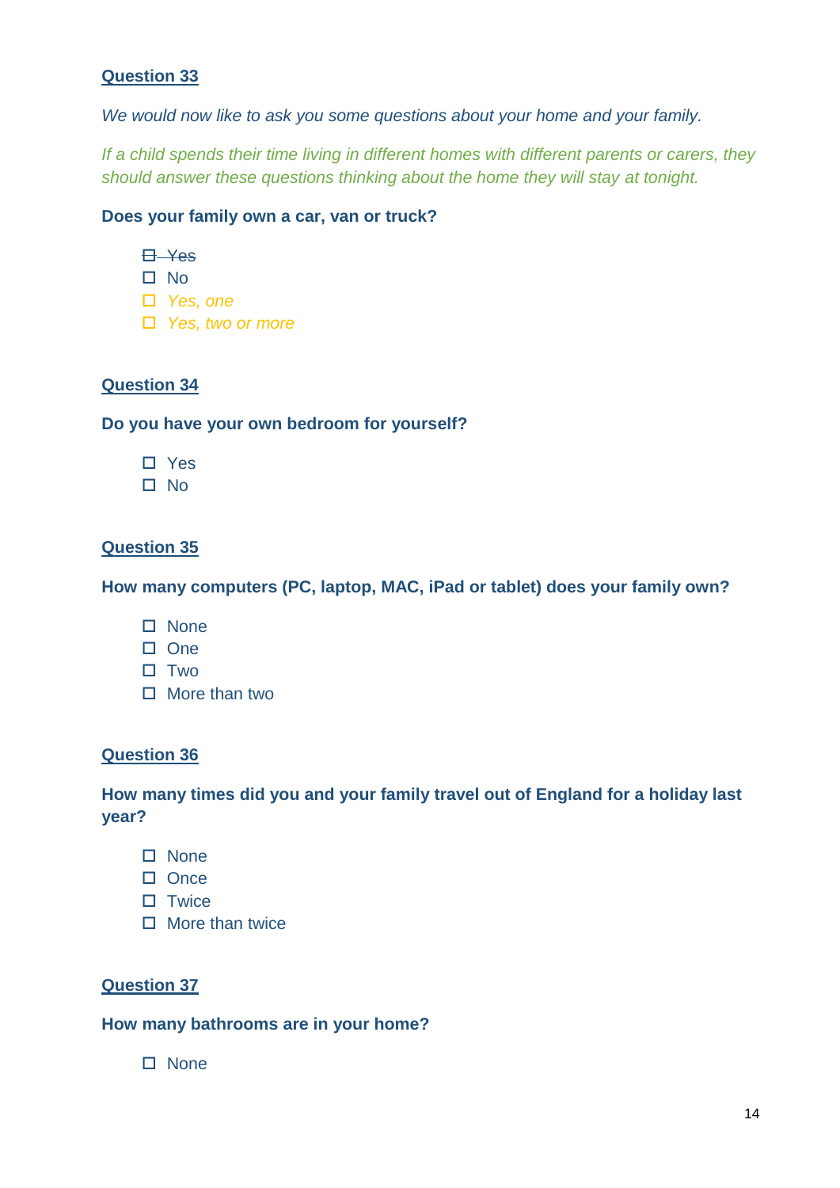**Question 33**

*We would now like to ask you some questions about your home and your family.*

*If a child spends their time living in different homes with different parents or carers, they should answer these questions thinking about the home they will stay at tonight.*

**Does your family own a car, van or truck?**

- ☐ ~~Yes~~
- ☐ No
- ☐ *Yes, one*
- ☐ *Yes, two or more*

**Question 34**

**Do you have your own bedroom for yourself?**

- ☐ Yes
- ☐ No

**Question 35**

**How many computers (PC, laptop, MAC, iPad or tablet) does your family own?**

- ☐ None
- ☐ One
- ☐ Two
- ☐ More than two

**Question 36**

**How many times did you and your family travel out of England for a holiday last year?**

- ☐ None
- ☐ Once
- ☐ Twice
- ☐ More than twice

**Question 37**

**How many bathrooms are in your home?**

- ☐ None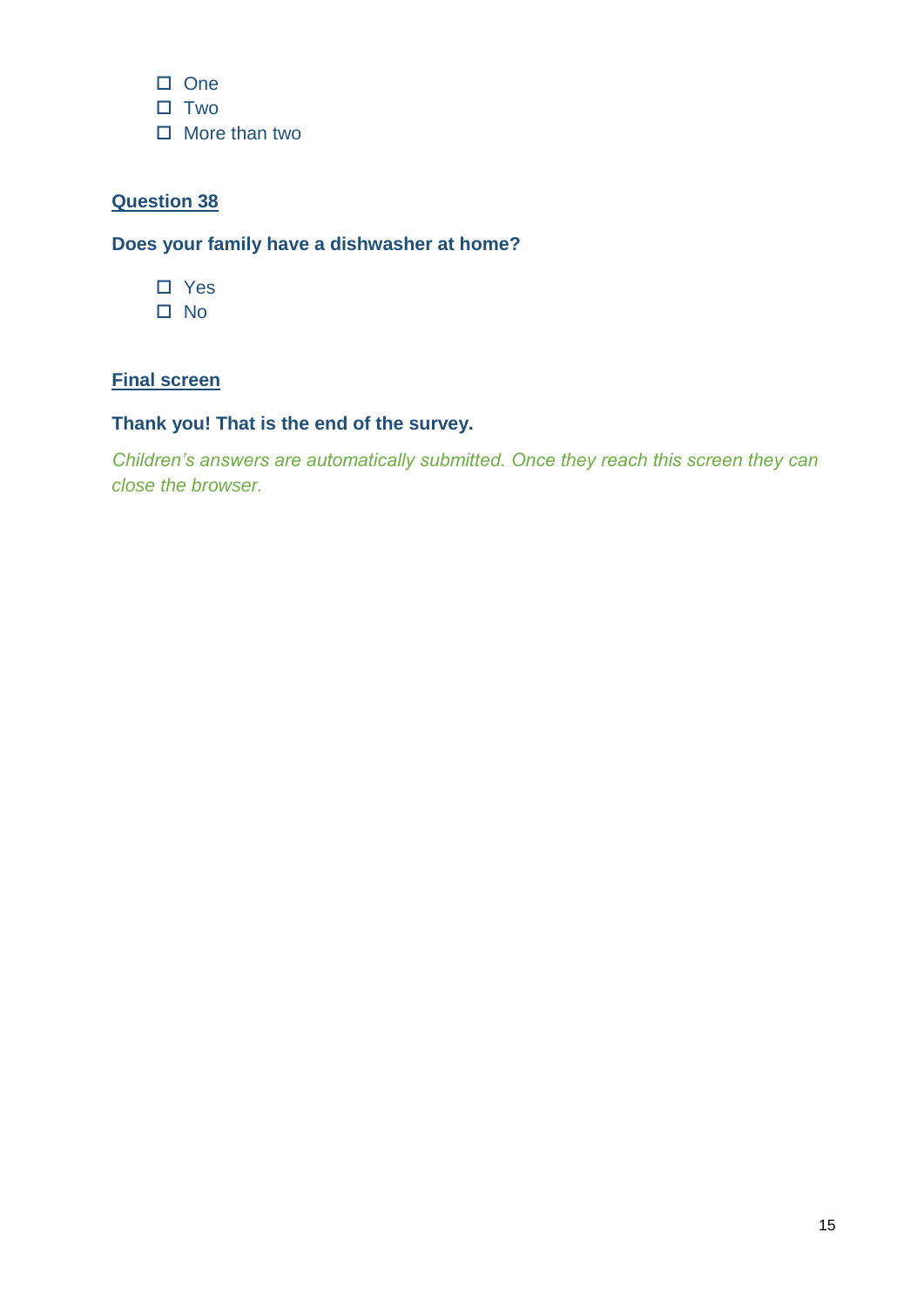- ☐ One
- ☐ Two
- ☐ More than two

## Question 38

**Does your family have a dishwasher at home?**

- ☐ Yes
- ☐ No

## Final screen

**Thank you! That is the end of the survey.**

*Children's answers are automatically submitted. Once they reach this screen they can close the browser.*